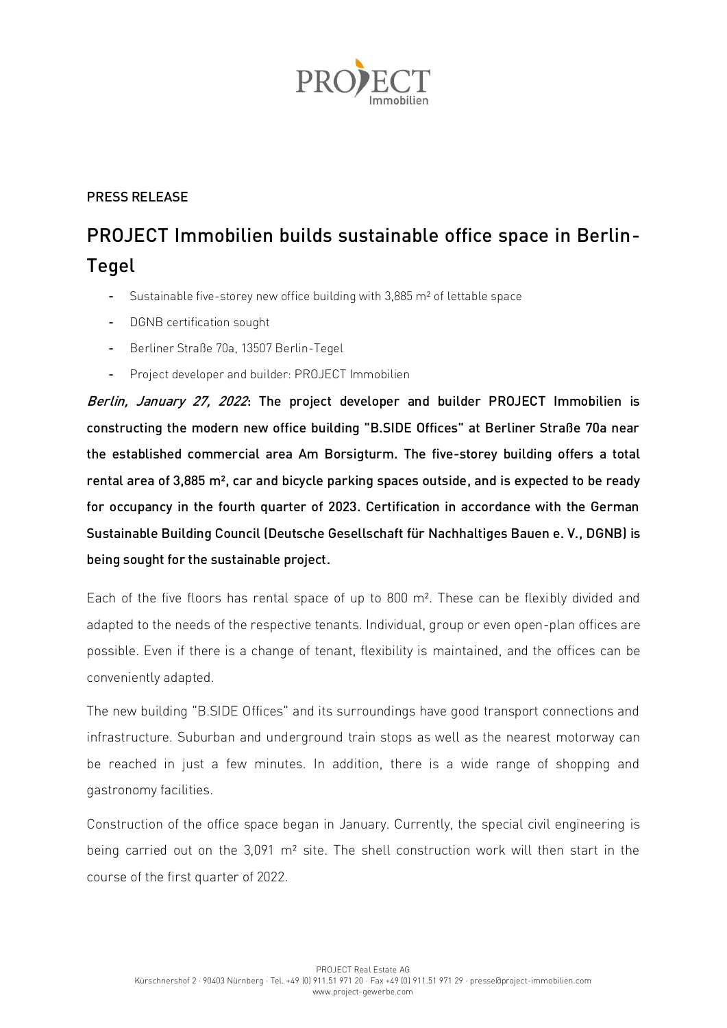PRESS RELEASE

# PROJECT Immobilien builds sustainable office space in Berlin-Tegel

- Sustainable five-storey new office building with 3,885 m² of lettable space
- DGNB certification sought
- Berliner Straße 70a, 13507 Berlin-Tegel
- Project developer and builder: PROJECT Immobilien

***Berlin, January 27, 2022*: The project developer and builder PROJECT Immobilien is constructing the modern new office building "B.SIDE Offices" at Berliner Straße 70a near the established commercial area Am Borsigturm. The five-storey building offers a total rental area of 3,885 m², car and bicycle parking spaces outside, and is expected to be ready for occupancy in the fourth quarter of 2023. Certification in accordance with the German Sustainable Building Council (Deutsche Gesellschaft für Nachhaltiges Bauen e. V., DGNB) is being sought for the sustainable project.**

Each of the five floors has rental space of up to 800 m². These can be flexibly divided and adapted to the needs of the respective tenants. Individual, group or even open-plan offices are possible. Even if there is a change of tenant, flexibility is maintained, and the offices can be conveniently adapted.

The new building "B.SIDE Offices" and its surroundings have good transport connections and infrastructure. Suburban and underground train stops as well as the nearest motorway can be reached in just a few minutes. In addition, there is a wide range of shopping and gastronomy facilities.

Construction of the office space began in January. Currently, the special civil engineering is being carried out on the 3,091 m² site. The shell construction work will then start in the course of the first quarter of 2022.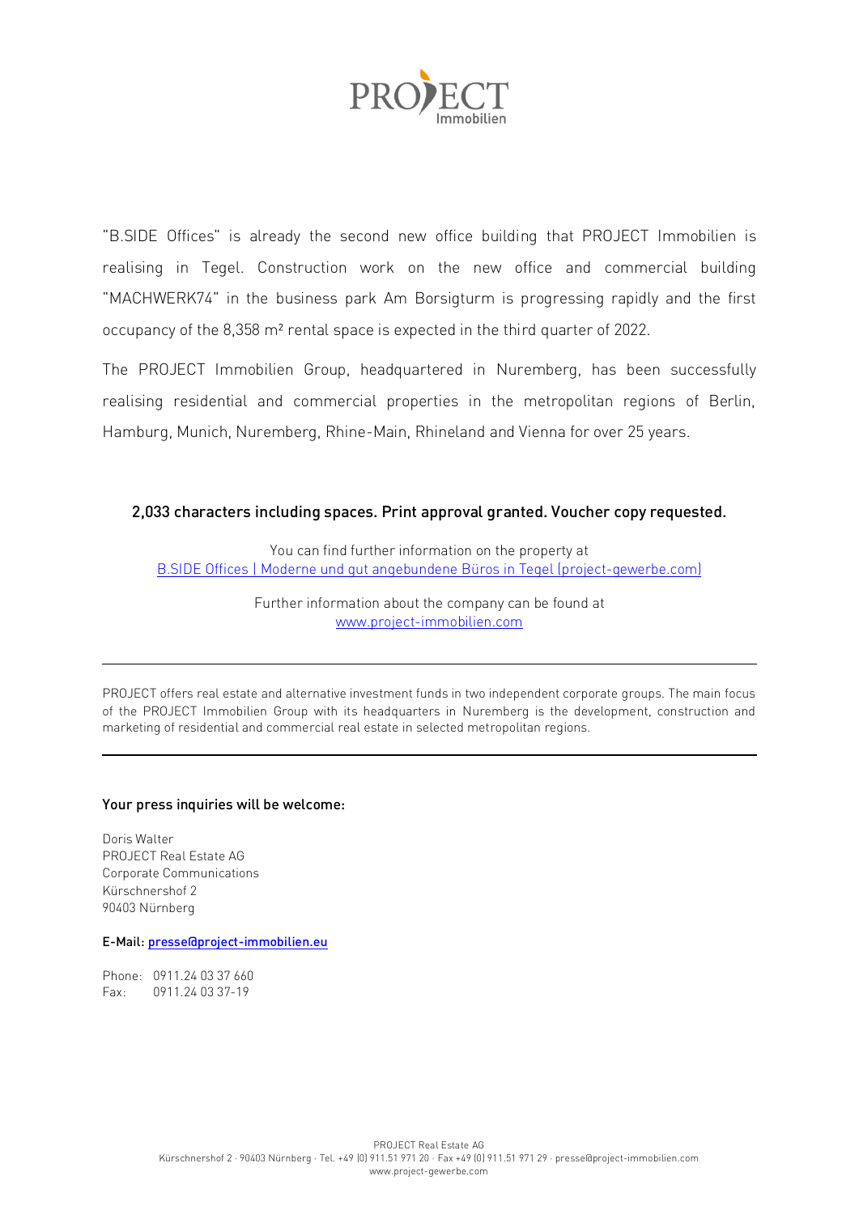"B.SIDE Offices" is already the second new office building that PROJECT Immobilien is realising in Tegel. Construction work on the new office and commercial building "MACHWERK74" in the business park Am Borsigturm is progressing rapidly and the first occupancy of the 8,358 m² rental space is expected in the third quarter of 2022.

The PROJECT Immobilien Group, headquartered in Nuremberg, has been successfully realising residential and commercial properties in the metropolitan regions of Berlin, Hamburg, Munich, Nuremberg, Rhine-Main, Rhineland and Vienna for over 25 years.

**2,033 characters including spaces. Print approval granted. Voucher copy requested.**

You can find further information on the property at
[B.SIDE Offices | Moderne und gut angebundene Büros in Tegel (project-gewerbe.com)](https://project-gewerbe.com)

Further information about the company can be found at
[www.project-immobilien.com](http://www.project-immobilien.com)

---

PROJECT offers real estate and alternative investment funds in two independent corporate groups. The main focus of the PROJECT Immobilien Group with its headquarters in Nuremberg is the development, construction and marketing of residential and commercial real estate in selected metropolitan regions.

---

**Your press inquiries will be welcome:**

Doris Walter
PROJECT Real Estate AG
Corporate Communications
Kürschnershof 2
90403 Nürnberg

**E-Mail:** [presse@project-immobilien.eu](mailto:presse@project-immobilien.eu)

Phone: 0911.24 03 37 660
Fax: 0911.24 03 37-19